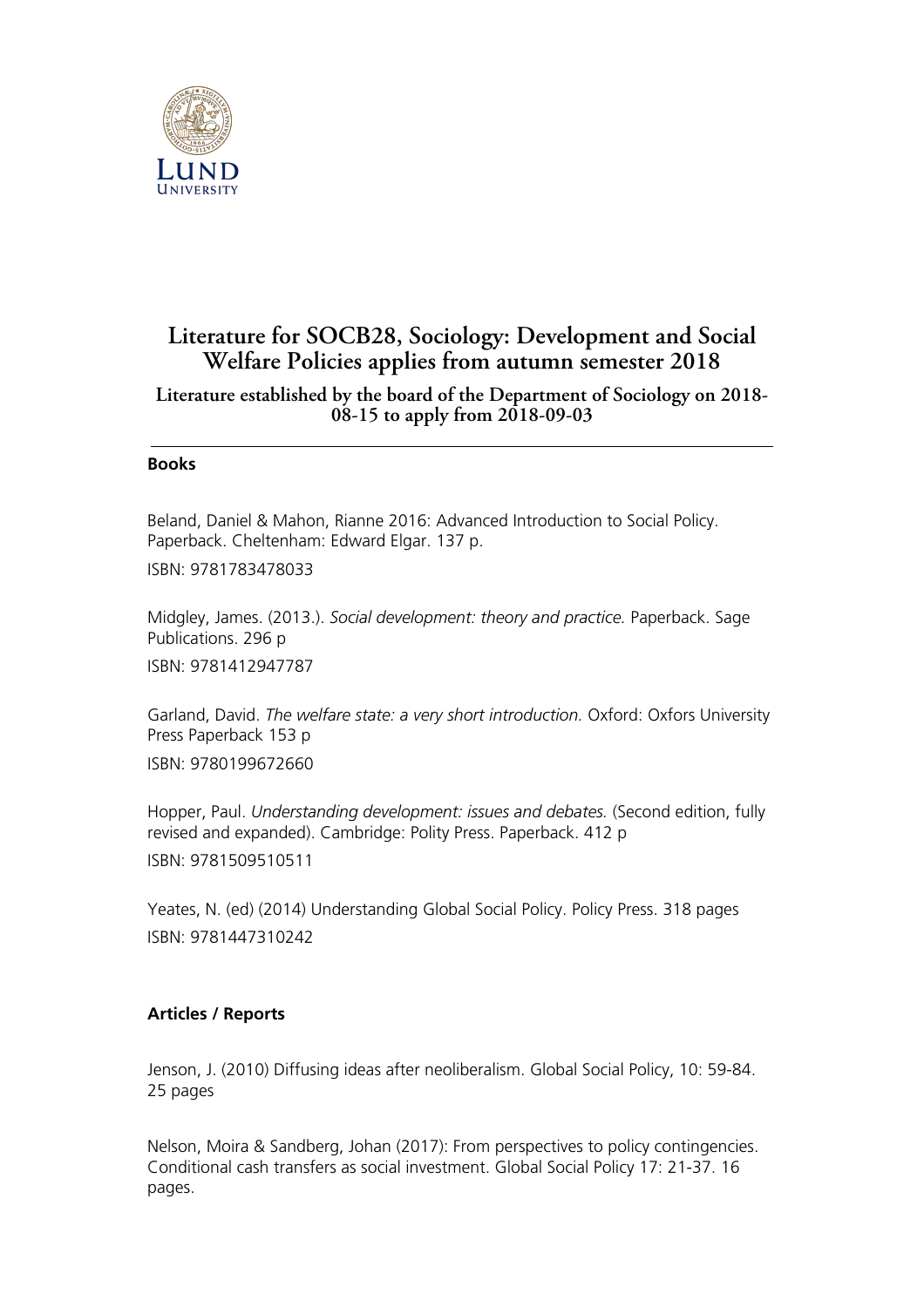# Literature for SOCB28, Sociology: Development and Social Welfare Policies applies from autumn semester 2018

### Literature established by the board of the Department of Sociology on 2018-08-15 to apply from 2018-09-03

---

**Books**

Beland, Daniel & Mahon, Rianne 2016: Advanced Introduction to Social Policy. Paperback. Cheltenham: Edward Elgar. 137 p.

ISBN: 9781783478033

Midgley, James. (2013.). *Social development: theory and practice.* Paperback. Sage Publications. 296 p

ISBN: 9781412947787

Garland, David. *The welfare state: a very short introduction.* Oxford: Oxfors University Press Paperback 153 p

ISBN: 9780199672660

Hopper, Paul. *Understanding development: issues and debates.* (Second edition, fully revised and expanded). Cambridge: Polity Press. Paperback. 412 p

ISBN: 9781509510511

Yeates, N. (ed) (2014) Understanding Global Social Policy. Policy Press. 318 pages

ISBN: 9781447310242

**Articles / Reports**

Jenson, J. (2010) Diffusing ideas after neoliberalism. Global Social Policy, 10: 59-84. 25 pages

Nelson, Moira & Sandberg, Johan (2017): From perspectives to policy contingencies. Conditional cash transfers as social investment. Global Social Policy 17: 21-37. 16 pages.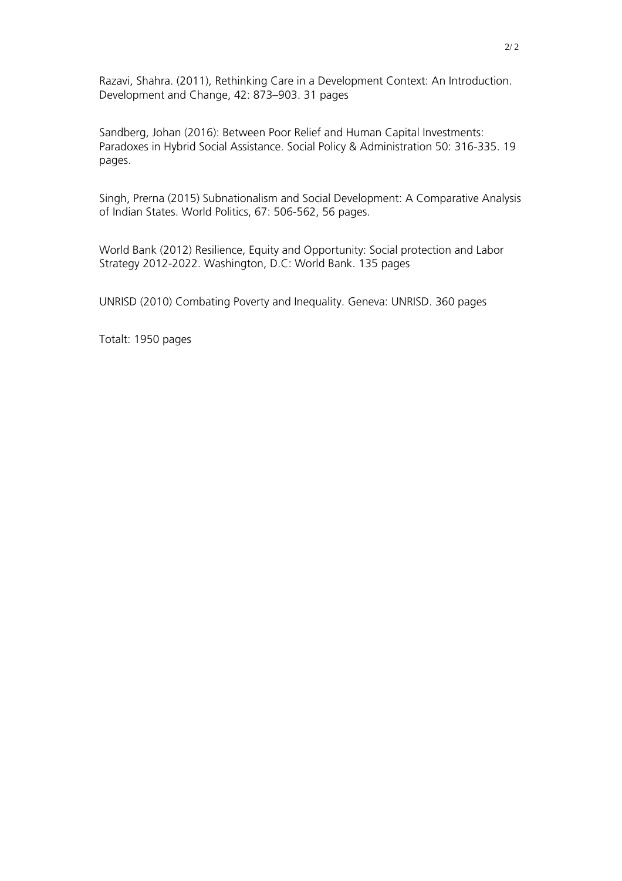Razavi, Shahra. (2011), Rethinking Care in a Development Context: An Introduction. Development and Change, 42: 873–903. 31 pages

Sandberg, Johan (2016): Between Poor Relief and Human Capital Investments: Paradoxes in Hybrid Social Assistance. Social Policy & Administration 50: 316-335. 19 pages.

Singh, Prerna (2015) Subnationalism and Social Development: A Comparative Analysis of Indian States. World Politics, 67: 506-562, 56 pages.

World Bank (2012) Resilience, Equity and Opportunity: Social protection and Labor Strategy 2012-2022. Washington, D.C: World Bank. 135 pages

UNRISD (2010) Combating Poverty and Inequality. Geneva: UNRISD. 360 pages

Totalt: 1950 pages